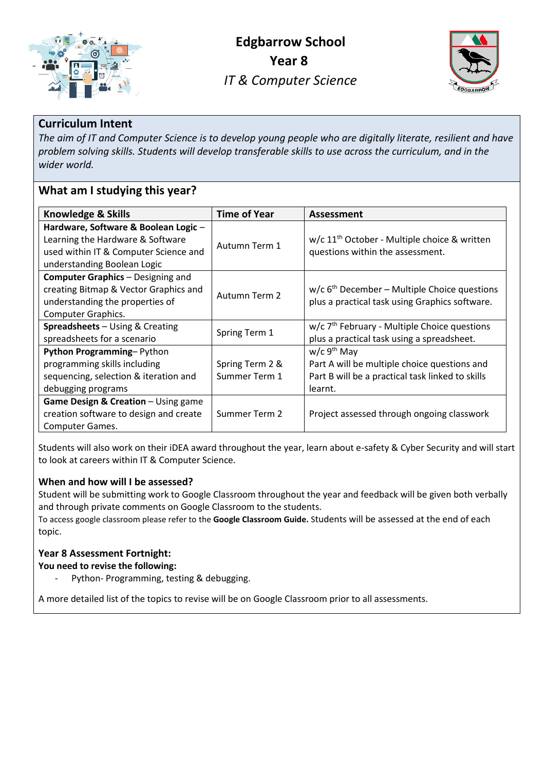# Edgbarrow School
## Year 8
### *IT & Computer Science*

## Curriculum Intent

*The aim of IT and Computer Science is to develop young people who are digitally literate, resilient and have problem solving skills. Students will develop transferable skills to use across the curriculum, and in the wider world.*

## What am I studying this year?

| Knowledge & Skills | Time of Year | Assessment |
|---|---|---|
| **Hardware, Software & Boolean Logic** – Learning the Hardware & Software used within IT & Computer Science and understanding Boolean Logic | Autumn Term 1 | w/c 11th October - Multiple choice & written questions within the assessment. |
| **Computer Graphics** – Designing and creating Bitmap & Vector Graphics and understanding the properties of Computer Graphics. | Autumn Term 2 | w/c 6th December – Multiple Choice questions plus a practical task using Graphics software. |
| **Spreadsheets** – Using & Creating spreadsheets for a scenario | Spring Term 1 | w/c 7th February - Multiple Choice questions plus a practical task using a spreadsheet. |
| **Python Programming**– Python programming skills including sequencing, selection & iteration and debugging programs | Spring Term 2 & Summer Term 1 | w/c 9th May<br>Part A will be multiple choice questions and Part B will be a practical task linked to skills learnt. |
| **Game Design & Creation** – Using game creation software to design and create Computer Games. | Summer Term 2 | Project assessed through ongoing classwork |

Students will also work on their iDEA award throughout the year, learn about e-safety & Cyber Security and will start to look at careers within IT & Computer Science.

### When and how will I be assessed?

Student will be submitting work to Google Classroom throughout the year and feedback will be given both verbally and through private comments on Google Classroom to the students.
To access google classroom please refer to the **Google Classroom Guide.** Students will be assessed at the end of each topic.

### Year 8 Assessment Fortnight:

**You need to revise the following:**

- Python- Programming, testing & debugging.

A more detailed list of the topics to revise will be on Google Classroom prior to all assessments.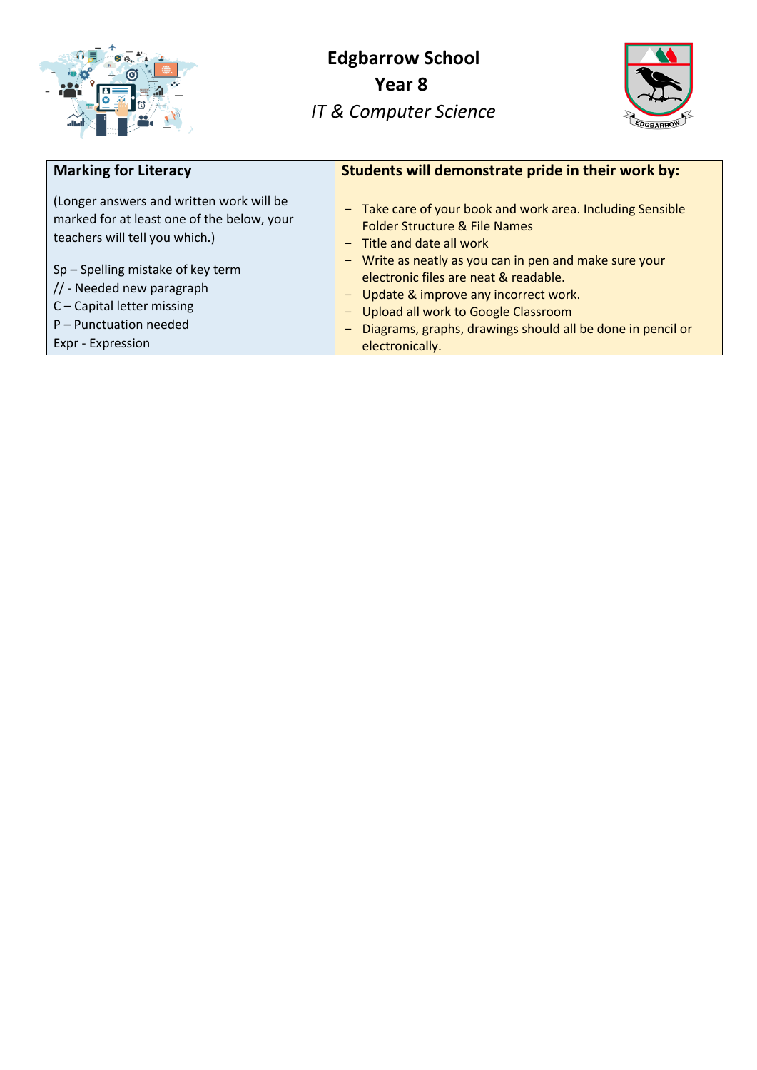# Edgbarrow School

## Year 8

*IT & Computer Science*

| **Marking for Literacy** | **Students will demonstrate pride in their work by:** |
|---|---|
| (Longer answers and written work will be marked for at least one of the below, your teachers will tell you which.)<br><br>Sp – Spelling mistake of key term<br>// - Needed new paragraph<br>C – Capital letter missing<br>P – Punctuation needed<br>Expr - Expression | - Take care of your book and work area. Including Sensible Folder Structure & File Names<br>- Title and date all work<br>- Write as neatly as you can in pen and make sure your electronic files are neat & readable.<br>- Update & improve any incorrect work.<br>- Upload all work to Google Classroom<br>- Diagrams, graphs, drawings should all be done in pencil or electronically. |